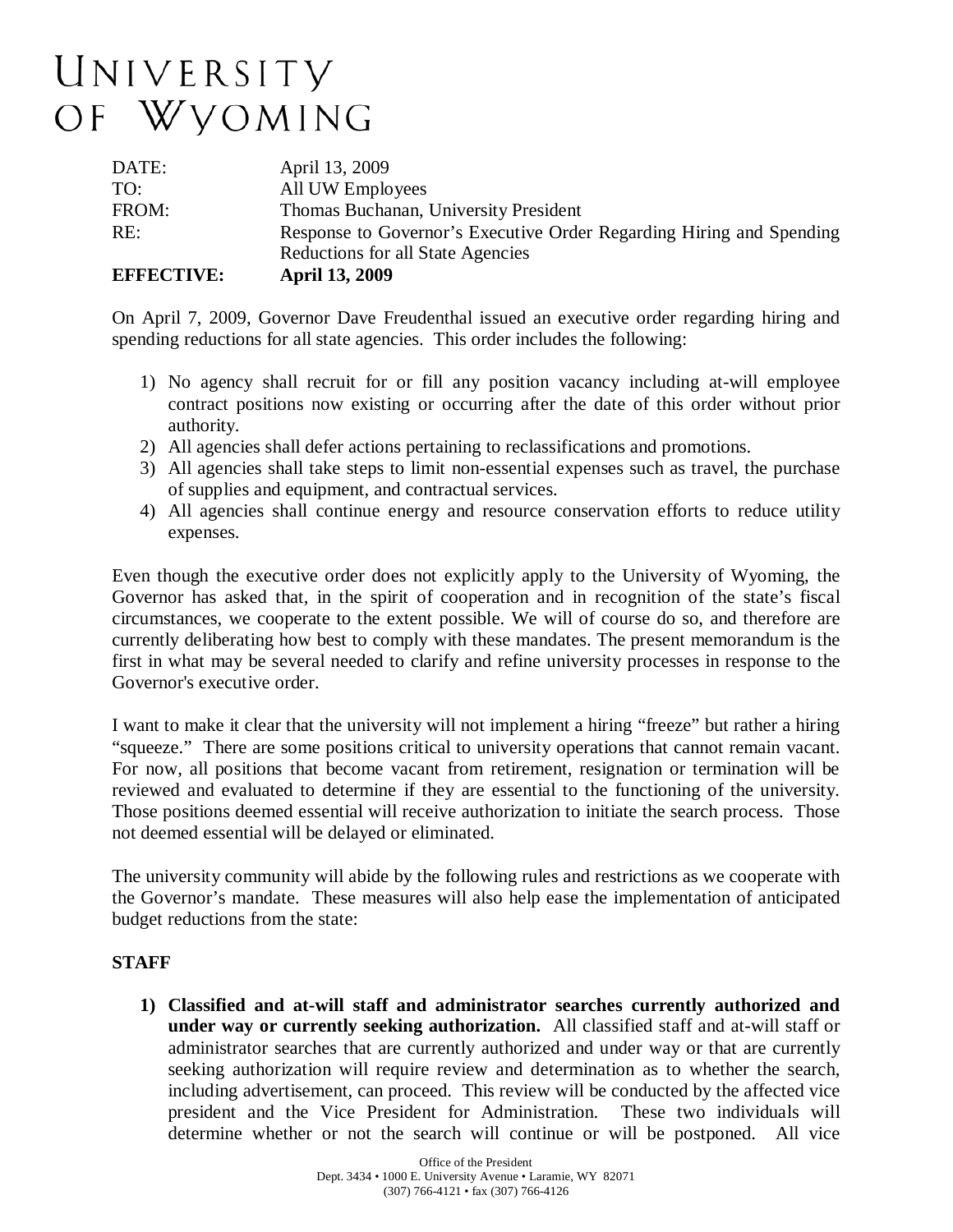# UNIVERSITY OF WYOMING

| | |
|---|---|
| DATE: | April 13, 2009 |
| TO: | All UW Employees |
| FROM: | Thomas Buchanan, University President |
| RE: | Response to Governor's Executive Order Regarding Hiring and Spending Reductions for all State Agencies |
| **EFFECTIVE:** | **April 13, 2009** |

On April 7, 2009, Governor Dave Freudenthal issued an executive order regarding hiring and spending reductions for all state agencies. This order includes the following:

1) No agency shall recruit for or fill any position vacancy including at-will employee contract positions now existing or occurring after the date of this order without prior authority.
2) All agencies shall defer actions pertaining to reclassifications and promotions.
3) All agencies shall take steps to limit non-essential expenses such as travel, the purchase of supplies and equipment, and contractual services.
4) All agencies shall continue energy and resource conservation efforts to reduce utility expenses.

Even though the executive order does not explicitly apply to the University of Wyoming, the Governor has asked that, in the spirit of cooperation and in recognition of the state's fiscal circumstances, we cooperate to the extent possible. We will of course do so, and therefore are currently deliberating how best to comply with these mandates. The present memorandum is the first in what may be several needed to clarify and refine university processes in response to the Governor's executive order.

I want to make it clear that the university will not implement a hiring "freeze" but rather a hiring "squeeze." There are some positions critical to university operations that cannot remain vacant. For now, all positions that become vacant from retirement, resignation or termination will be reviewed and evaluated to determine if they are essential to the functioning of the university. Those positions deemed essential will receive authorization to initiate the search process. Those not deemed essential will be delayed or eliminated.

The university community will abide by the following rules and restrictions as we cooperate with the Governor's mandate. These measures will also help ease the implementation of anticipated budget reductions from the state:

**STAFF**

1) **Classified and at-will staff and administrator searches currently authorized and under way or currently seeking authorization.** All classified staff and at-will staff or administrator searches that are currently authorized and under way or that are currently seeking authorization will require review and determination as to whether the search, including advertisement, can proceed. This review will be conducted by the affected vice president and the Vice President for Administration. These two individuals will determine whether or not the search will continue or will be postponed. All vice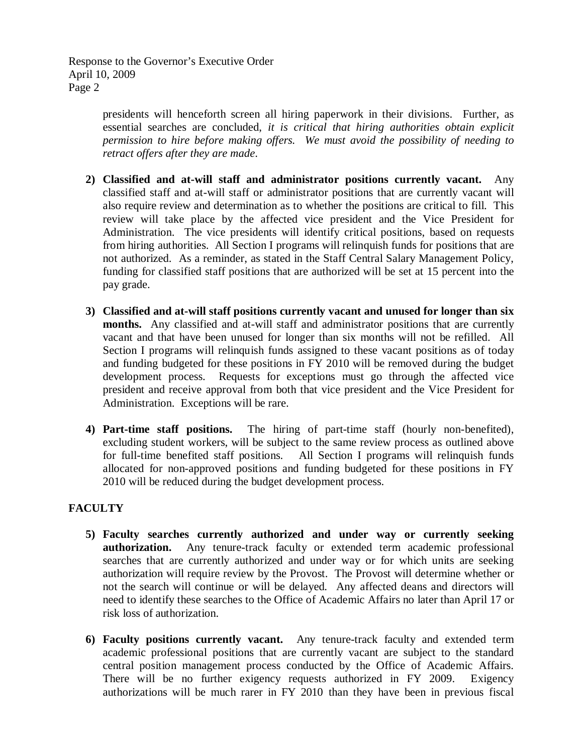presidents will henceforth screen all hiring paperwork in their divisions. Further, as essential searches are concluded, *it is critical that hiring authorities obtain explicit permission to hire before making offers. We must avoid the possibility of needing to retract offers after they are made.*

2) **Classified and at-will staff and administrator positions currently vacant.** Any classified staff and at-will staff or administrator positions that are currently vacant will also require review and determination as to whether the positions are critical to fill. This review will take place by the affected vice president and the Vice President for Administration. The vice presidents will identify critical positions, based on requests from hiring authorities. All Section I programs will relinquish funds for positions that are not authorized. As a reminder, as stated in the Staff Central Salary Management Policy, funding for classified staff positions that are authorized will be set at 15 percent into the pay grade.

3) **Classified and at-will staff positions currently vacant and unused for longer than six months.** Any classified and at-will staff and administrator positions that are currently vacant and that have been unused for longer than six months will not be refilled. All Section I programs will relinquish funds assigned to these vacant positions as of today and funding budgeted for these positions in FY 2010 will be removed during the budget development process. Requests for exceptions must go through the affected vice president and receive approval from both that vice president and the Vice President for Administration. Exceptions will be rare.

4) **Part-time staff positions.** The hiring of part-time staff (hourly non-benefited), excluding student workers, will be subject to the same review process as outlined above for full-time benefited staff positions. All Section I programs will relinquish funds allocated for non-approved positions and funding budgeted for these positions in FY 2010 will be reduced during the budget development process.

## FACULTY

5) **Faculty searches currently authorized and under way or currently seeking authorization.** Any tenure-track faculty or extended term academic professional searches that are currently authorized and under way or for which units are seeking authorization will require review by the Provost. The Provost will determine whether or not the search will continue or will be delayed. Any affected deans and directors will need to identify these searches to the Office of Academic Affairs no later than April 17 or risk loss of authorization.

6) **Faculty positions currently vacant.** Any tenure-track faculty and extended term academic professional positions that are currently vacant are subject to the standard central position management process conducted by the Office of Academic Affairs. There will be no further exigency requests authorized in FY 2009. Exigency authorizations will be much rarer in FY 2010 than they have been in previous fiscal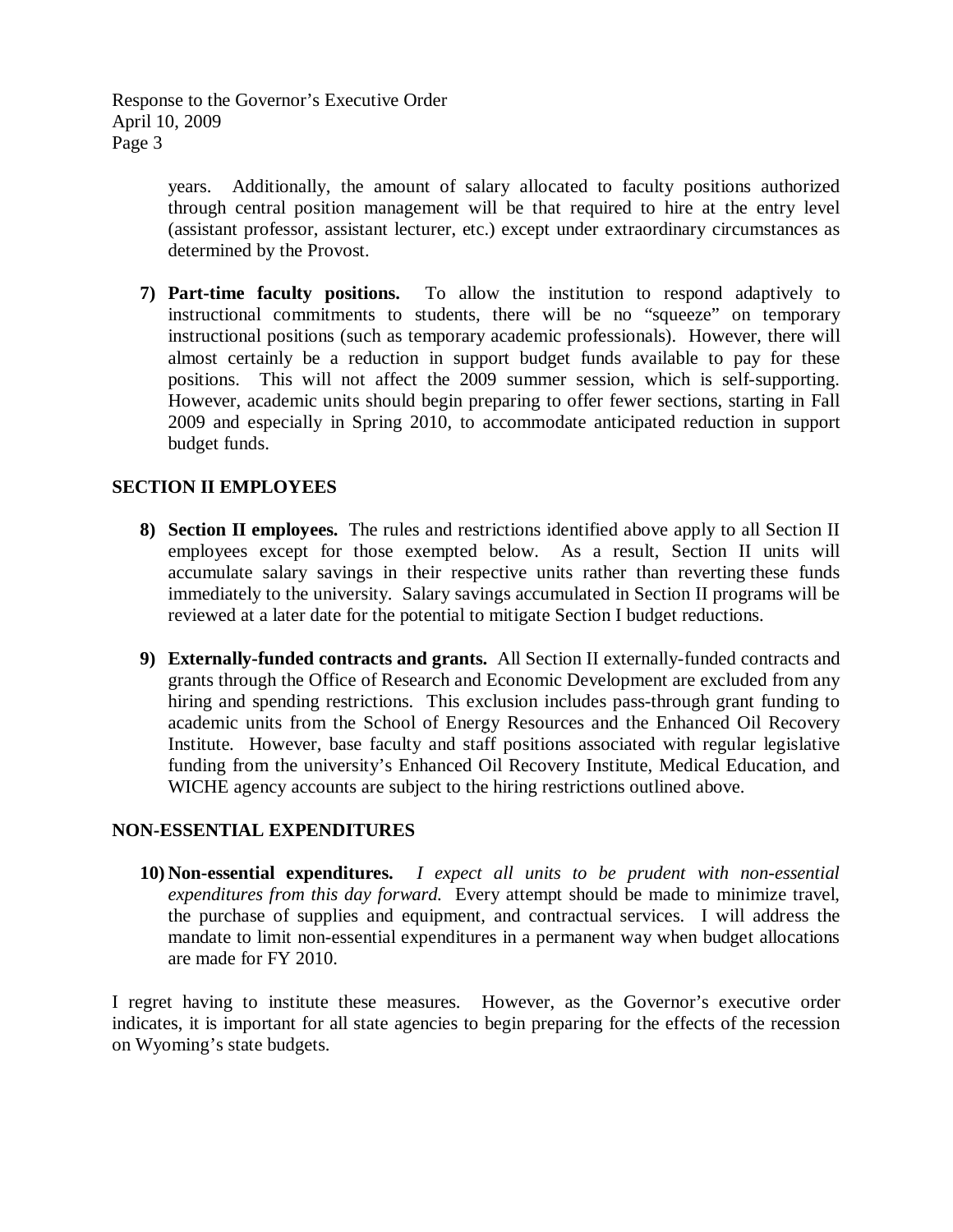years. Additionally, the amount of salary allocated to faculty positions authorized through central position management will be that required to hire at the entry level (assistant professor, assistant lecturer, etc.) except under extraordinary circumstances as determined by the Provost.

7) **Part-time faculty positions.** To allow the institution to respond adaptively to instructional commitments to students, there will be no "squeeze" on temporary instructional positions (such as temporary academic professionals). However, there will almost certainly be a reduction in support budget funds available to pay for these positions. This will not affect the 2009 summer session, which is self-supporting. However, academic units should begin preparing to offer fewer sections, starting in Fall 2009 and especially in Spring 2010, to accommodate anticipated reduction in support budget funds.

## SECTION II EMPLOYEES

8) **Section II employees.** The rules and restrictions identified above apply to all Section II employees except for those exempted below. As a result, Section II units will accumulate salary savings in their respective units rather than reverting these funds immediately to the university. Salary savings accumulated in Section II programs will be reviewed at a later date for the potential to mitigate Section I budget reductions.

9) **Externally-funded contracts and grants.** All Section II externally-funded contracts and grants through the Office of Research and Economic Development are excluded from any hiring and spending restrictions. This exclusion includes pass-through grant funding to academic units from the School of Energy Resources and the Enhanced Oil Recovery Institute. However, base faculty and staff positions associated with regular legislative funding from the university's Enhanced Oil Recovery Institute, Medical Education, and WICHE agency accounts are subject to the hiring restrictions outlined above.

## NON-ESSENTIAL EXPENDITURES

10) **Non-essential expenditures.** *I expect all units to be prudent with non-essential expenditures from this day forward.* Every attempt should be made to minimize travel, the purchase of supplies and equipment, and contractual services. I will address the mandate to limit non-essential expenditures in a permanent way when budget allocations are made for FY 2010.

I regret having to institute these measures. However, as the Governor's executive order indicates, it is important for all state agencies to begin preparing for the effects of the recession on Wyoming's state budgets.